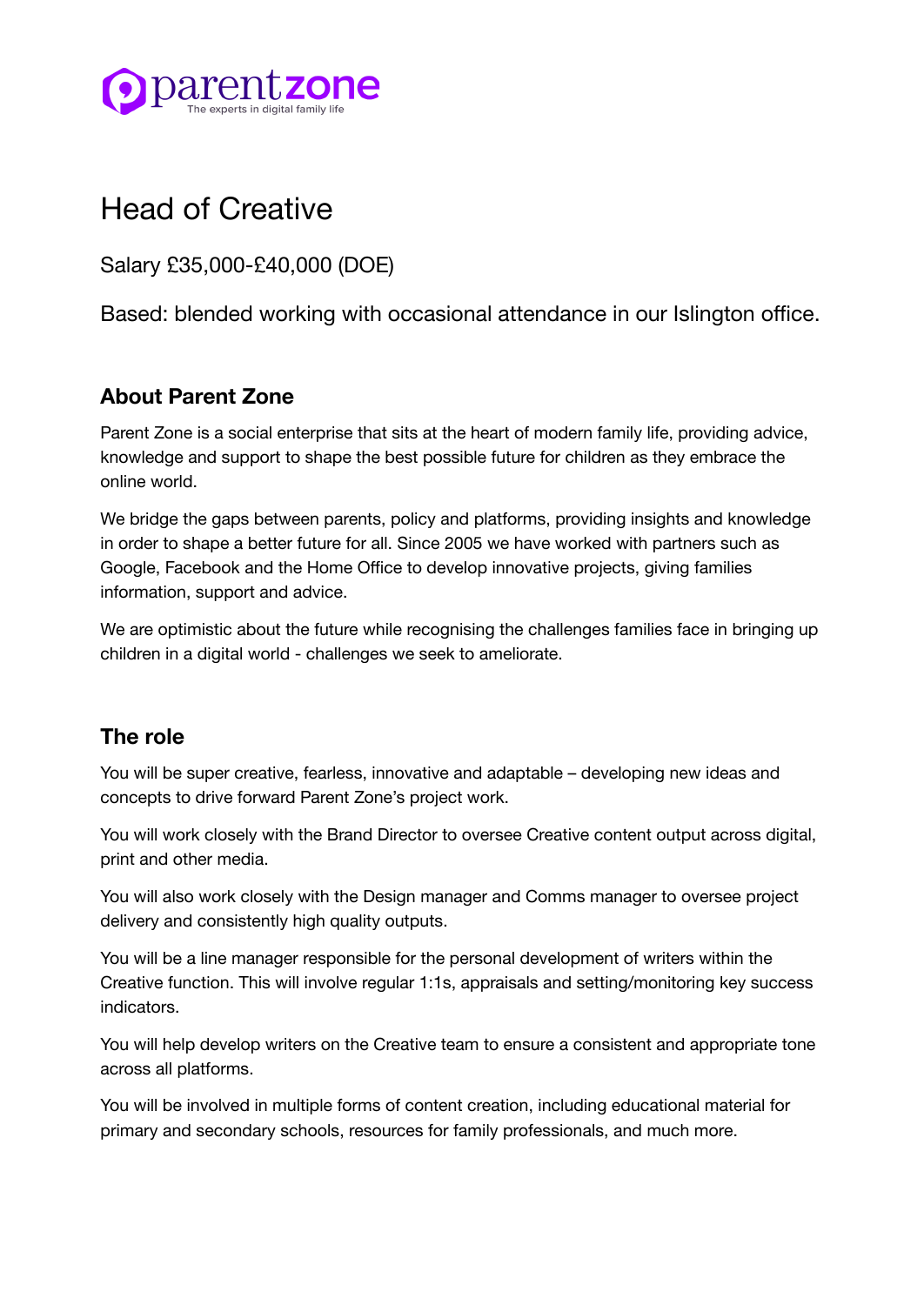parentzone
The experts in digital family life

# Head of Creative

Salary £35,000-£40,000 (DOE)

Based: blended working with occasional attendance in our Islington office.

## About Parent Zone

Parent Zone is a social enterprise that sits at the heart of modern family life, providing advice, knowledge and support to shape the best possible future for children as they embrace the online world.

We bridge the gaps between parents, policy and platforms, providing insights and knowledge in order to shape a better future for all. Since 2005 we have worked with partners such as Google, Facebook and the Home Office to develop innovative projects, giving families information, support and advice.

We are optimistic about the future while recognising the challenges families face in bringing up children in a digital world - challenges we seek to ameliorate.

## The role

You will be super creative, fearless, innovative and adaptable – developing new ideas and concepts to drive forward Parent Zone's project work.

You will work closely with the Brand Director to oversee Creative content output across digital, print and other media.

You will also work closely with the Design manager and Comms manager to oversee project delivery and consistently high quality outputs.

You will be a line manager responsible for the personal development of writers within the Creative function. This will involve regular 1:1s, appraisals and setting/monitoring key success indicators.

You will help develop writers on the Creative team to ensure a consistent and appropriate tone across all platforms.

You will be involved in multiple forms of content creation, including educational material for primary and secondary schools, resources for family professionals, and much more.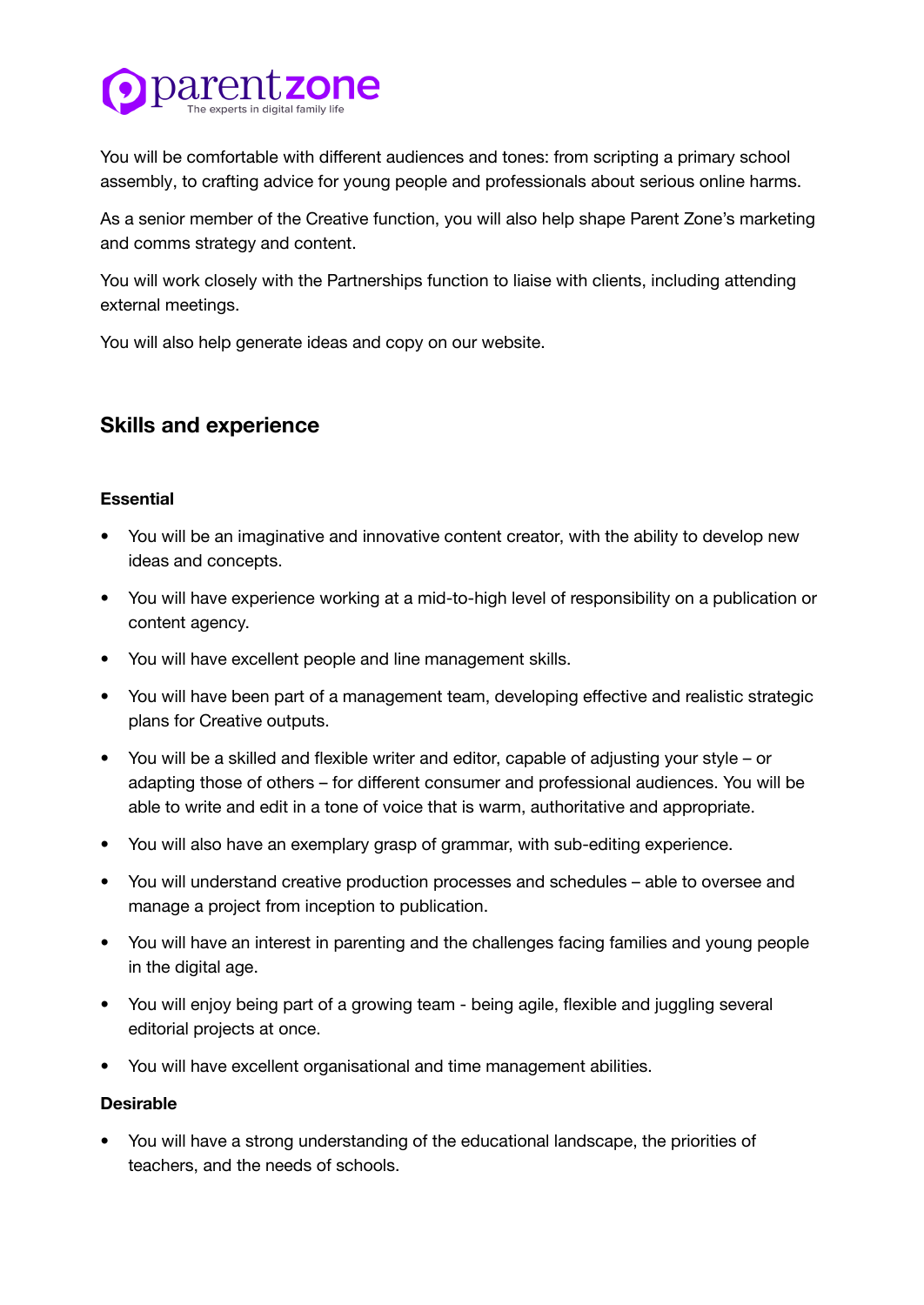You will be comfortable with different audiences and tones: from scripting a primary school assembly, to crafting advice for young people and professionals about serious online harms.

As a senior member of the Creative function, you will also help shape Parent Zone's marketing and comms strategy and content.

You will work closely with the Partnerships function to liaise with clients, including attending external meetings.

You will also help generate ideas and copy on our website.

## Skills and experience

**Essential**

- You will be an imaginative and innovative content creator, with the ability to develop new ideas and concepts.
- You will have experience working at a mid-to-high level of responsibility on a publication or content agency.
- You will have excellent people and line management skills.
- You will have been part of a management team, developing effective and realistic strategic plans for Creative outputs.
- You will be a skilled and flexible writer and editor, capable of adjusting your style – or adapting those of others – for different consumer and professional audiences. You will be able to write and edit in a tone of voice that is warm, authoritative and appropriate.
- You will also have an exemplary grasp of grammar, with sub-editing experience.
- You will understand creative production processes and schedules – able to oversee and manage a project from inception to publication.
- You will have an interest in parenting and the challenges facing families and young people in the digital age.
- You will enjoy being part of a growing team - being agile, flexible and juggling several editorial projects at once.
- You will have excellent organisational and time management abilities.

**Desirable**

- You will have a strong understanding of the educational landscape, the priorities of teachers, and the needs of schools.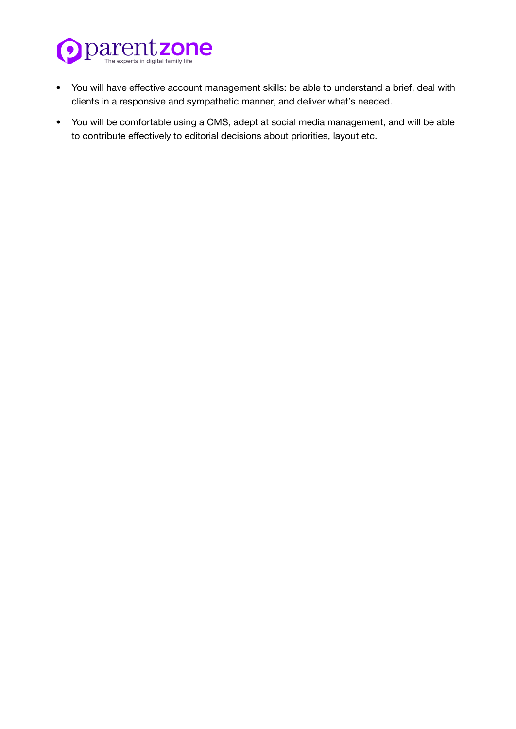- You will have effective account management skills: be able to understand a brief, deal with clients in a responsive and sympathetic manner, and deliver what's needed.
- You will be comfortable using a CMS, adept at social media management, and will be able to contribute effectively to editorial decisions about priorities, layout etc.